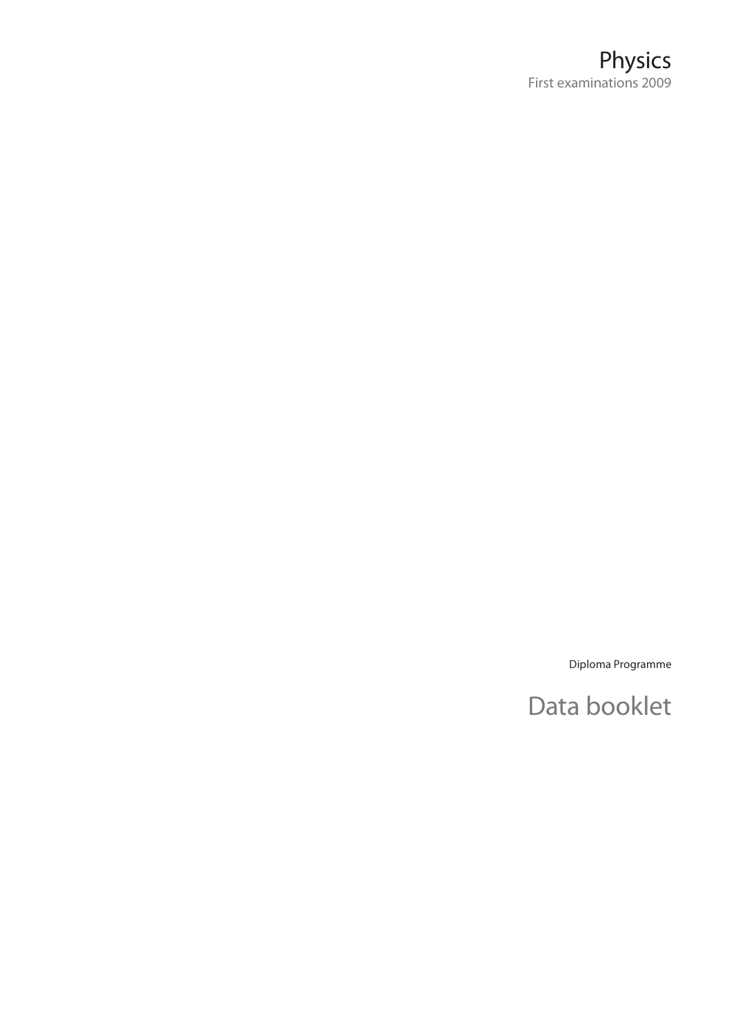# Physics

First examinations 2009

Diploma Programme

# Data booklet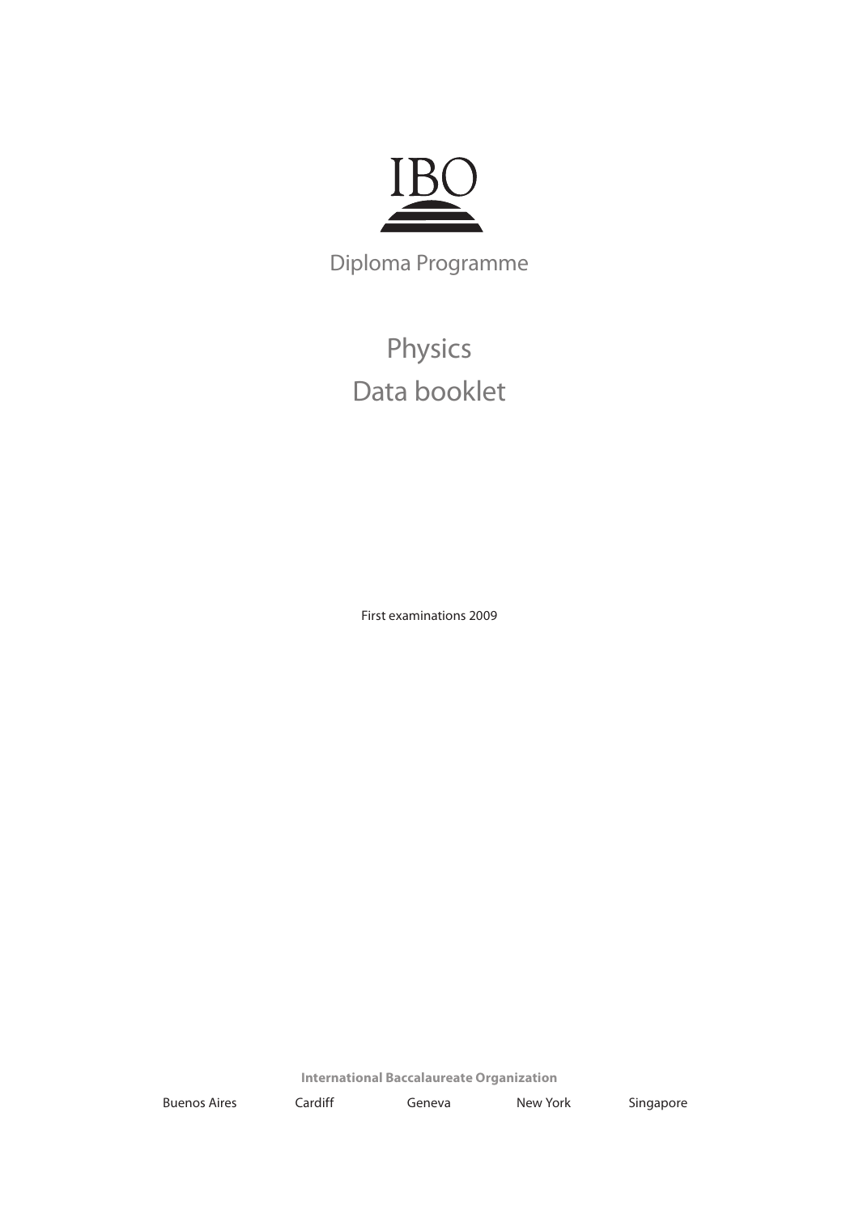IBO

Diploma Programme

# Physics
# Data booklet

First examinations 2009

**International Baccalaureate Organization**

Buenos Aires Cardiff Geneva New York Singapore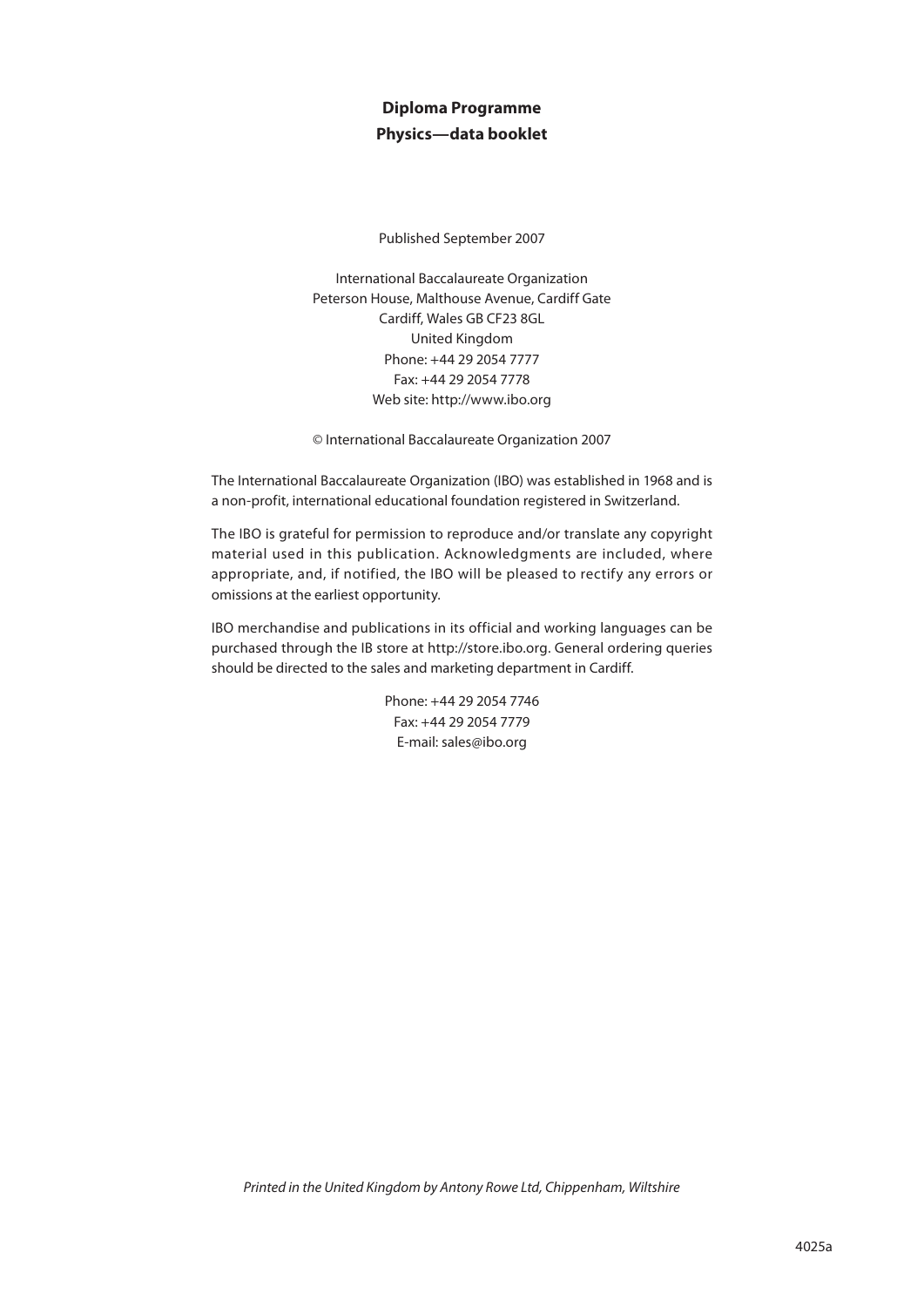**Diploma Programme**
**Physics—data booklet**

Published September 2007

International Baccalaureate Organization
Peterson House, Malthouse Avenue, Cardiff Gate
Cardiff, Wales GB CF23 8GL
United Kingdom
Phone: +44 29 2054 7777
Fax: +44 29 2054 7778
Web site: http://www.ibo.org

© International Baccalaureate Organization 2007

The International Baccalaureate Organization (IBO) was established in 1968 and is a non-profit, international educational foundation registered in Switzerland.

The IBO is grateful for permission to reproduce and/or translate any copyright material used in this publication. Acknowledgments are included, where appropriate, and, if notified, the IBO will be pleased to rectify any errors or omissions at the earliest opportunity.

IBO merchandise and publications in its official and working languages can be purchased through the IB store at http://store.ibo.org. General ordering queries should be directed to the sales and marketing department in Cardiff.

Phone: +44 29 2054 7746
Fax: +44 29 2054 7779
E-mail: sales@ibo.org

*Printed in the United Kingdom by Antony Rowe Ltd, Chippenham, Wiltshire*

4025a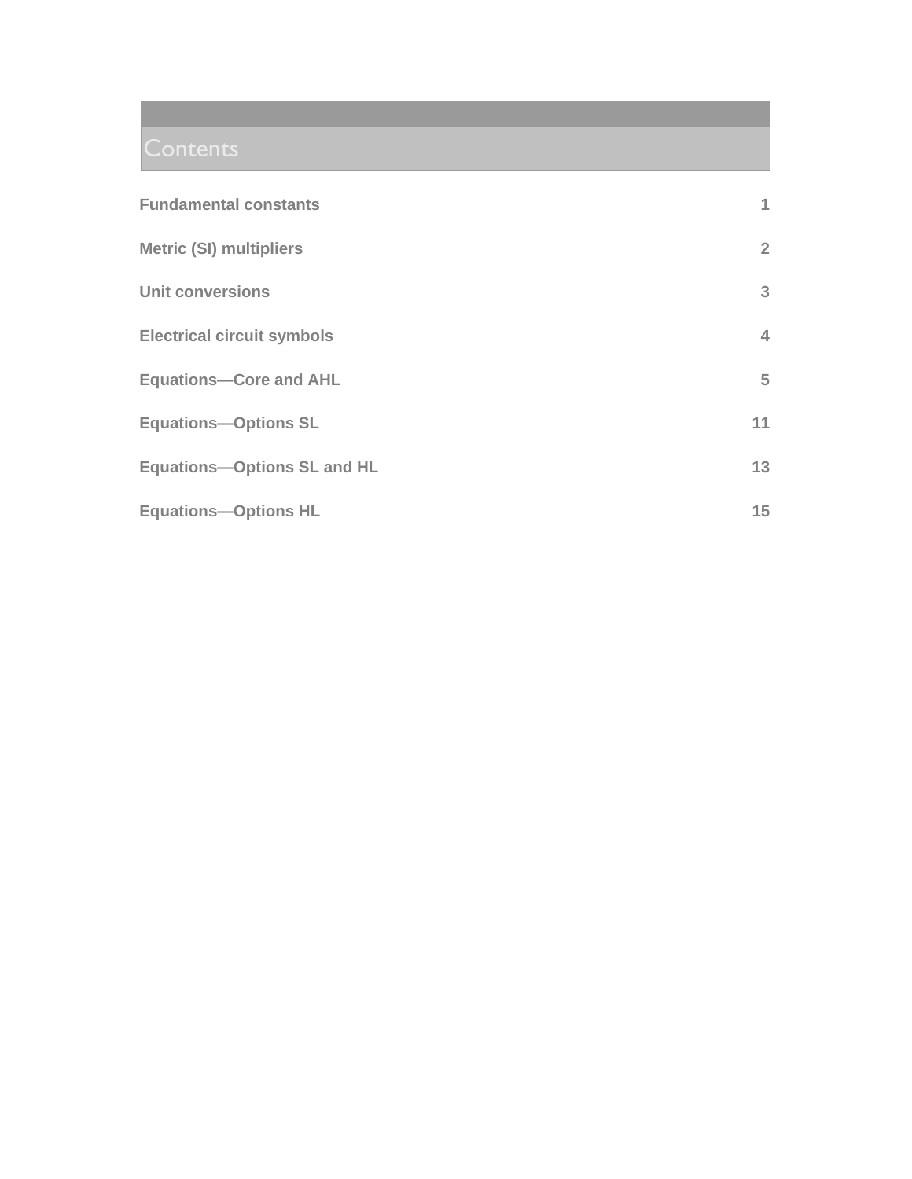# Contents

| | |
|---|---|
| **Fundamental constants** | **1** |
| **Metric (SI) multipliers** | **2** |
| **Unit conversions** | **3** |
| **Electrical circuit symbols** | **4** |
| **Equations—Core and AHL** | **5** |
| **Equations—Options SL** | **11** |
| **Equations—Options SL and HL** | **13** |
| **Equations—Options HL** | **15** |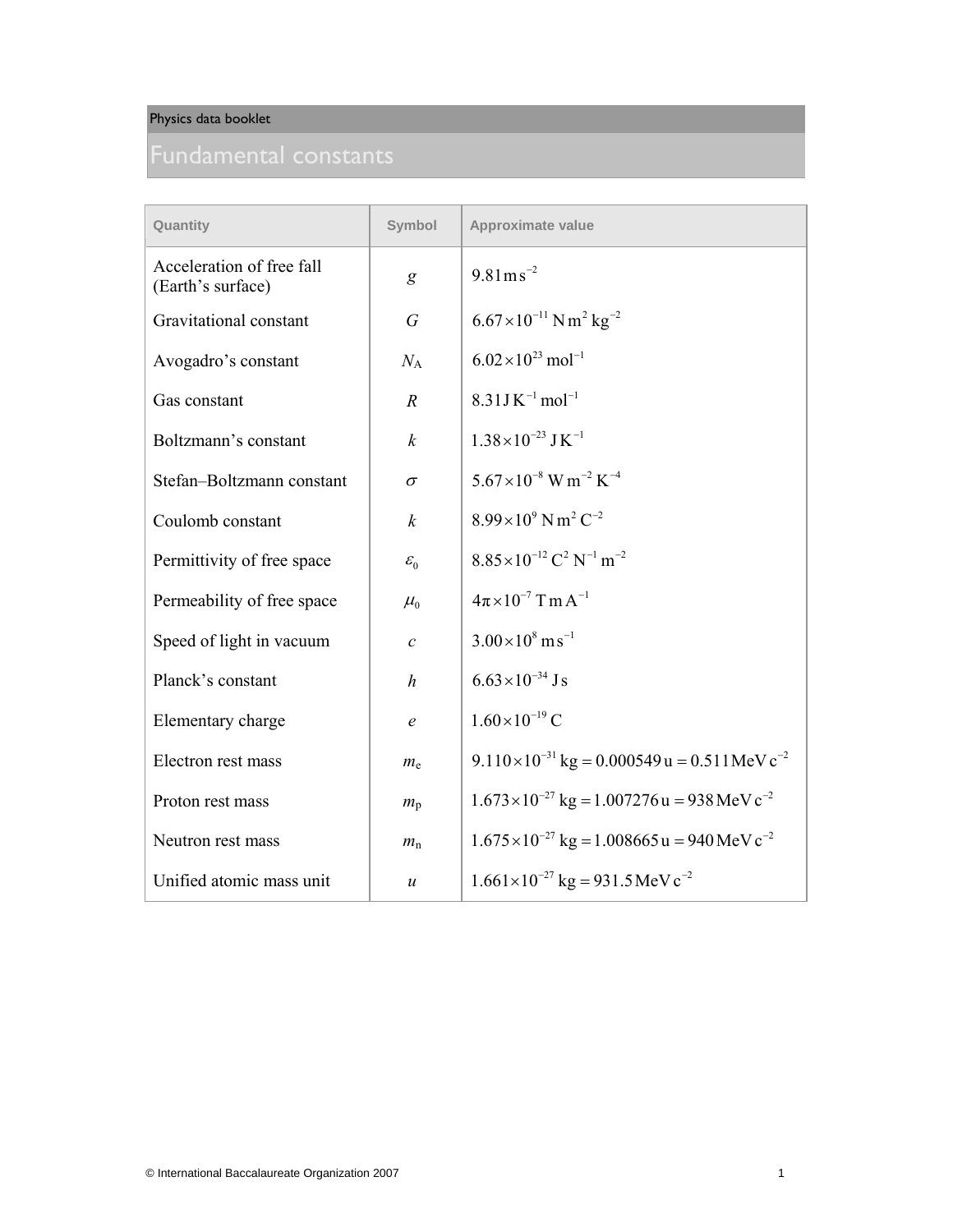## Fundamental constants

| Quantity | Symbol | Approximate value |
|---|---|---|
| Acceleration of free fall (Earth's surface) | $g$ | $9.81\,\text{m}\,\text{s}^{-2}$ |
| Gravitational constant | $G$ | $6.67\times10^{-11}\,\text{N}\,\text{m}^2\,\text{kg}^{-2}$ |
| Avogadro's constant | $N_\text{A}$ | $6.02\times10^{23}\,\text{mol}^{-1}$ |
| Gas constant | $R$ | $8.31\,\text{J}\,\text{K}^{-1}\,\text{mol}^{-1}$ |
| Boltzmann's constant | $k$ | $1.38\times10^{-23}\,\text{J}\,\text{K}^{-1}$ |
| Stefan–Boltzmann constant | $\sigma$ | $5.67\times10^{-8}\,\text{W}\,\text{m}^{-2}\,\text{K}^{-4}$ |
| Coulomb constant | $k$ | $8.99\times10^{9}\,\text{N}\,\text{m}^2\,\text{C}^{-2}$ |
| Permittivity of free space | $\varepsilon_0$ | $8.85\times10^{-12}\,\text{C}^2\,\text{N}^{-1}\,\text{m}^{-2}$ |
| Permeability of free space | $\mu_0$ | $4\pi\times10^{-7}\,\text{T}\,\text{m}\,\text{A}^{-1}$ |
| Speed of light in vacuum | $c$ | $3.00\times10^{8}\,\text{m}\,\text{s}^{-1}$ |
| Planck's constant | $h$ | $6.63\times10^{-34}\,\text{J}\,\text{s}$ |
| Elementary charge | $e$ | $1.60\times10^{-19}\,\text{C}$ |
| Electron rest mass | $m_\text{e}$ | $9.110\times10^{-31}\,\text{kg} = 0.000549\,\text{u} = 0.511\,\text{MeV}\,\text{c}^{-2}$ |
| Proton rest mass | $m_\text{p}$ | $1.673\times10^{-27}\,\text{kg} = 1.007276\,\text{u} = 938\,\text{MeV}\,\text{c}^{-2}$ |
| Neutron rest mass | $m_\text{n}$ | $1.675\times10^{-27}\,\text{kg} = 1.008665\,\text{u} = 940\,\text{MeV}\,\text{c}^{-2}$ |
| Unified atomic mass unit | $u$ | $1.661\times10^{-27}\,\text{kg} = 931.5\,\text{MeV}\,\text{c}^{-2}$ |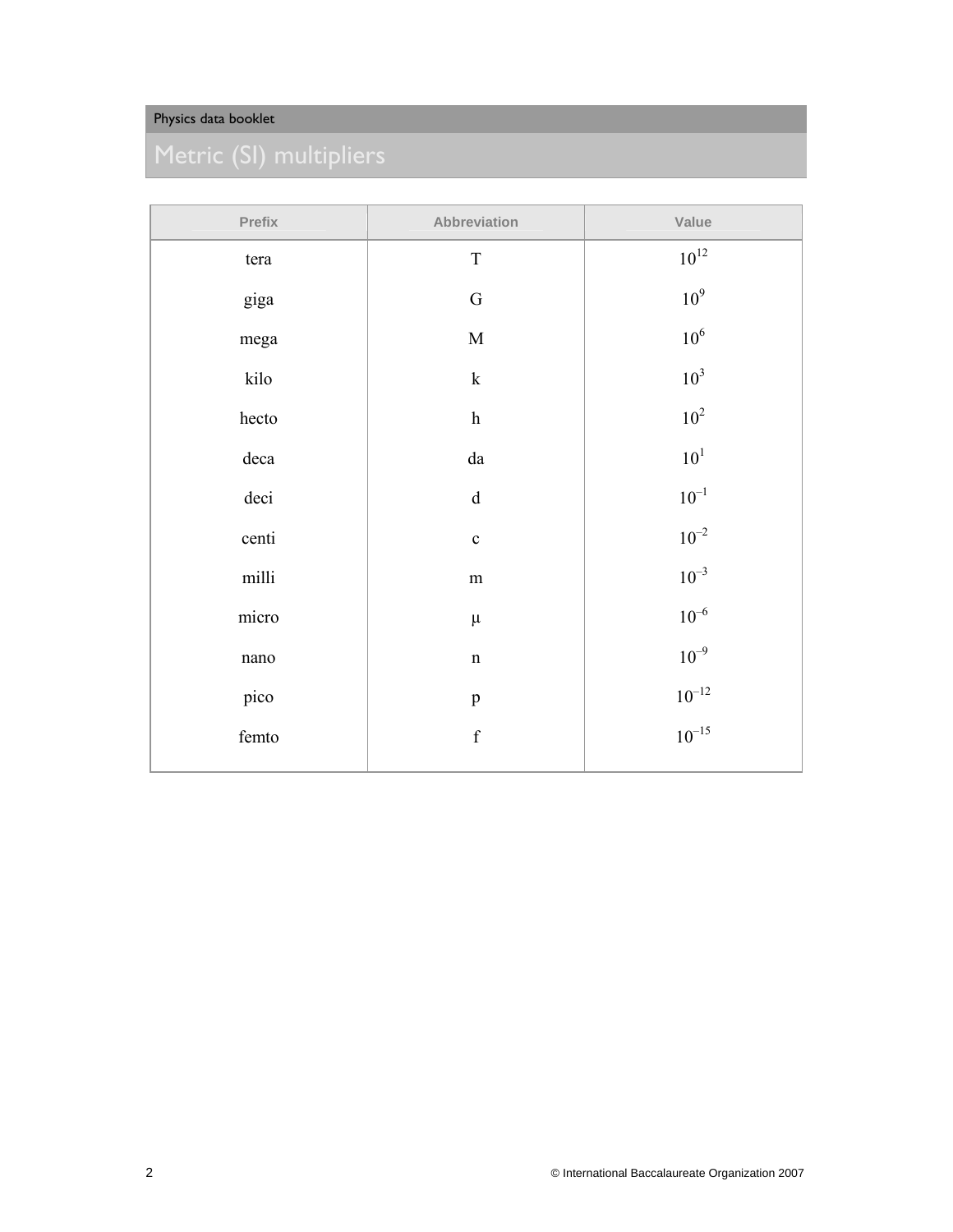# Metric (SI) multipliers

| Prefix | Abbreviation | Value |
|---|---|---|
| tera | T | $10^{12}$ |
| giga | G | $10^{9}$ |
| mega | M | $10^{6}$ |
| kilo | k | $10^{3}$ |
| hecto | h | $10^{2}$ |
| deca | da | $10^{1}$ |
| deci | d | $10^{-1}$ |
| centi | c | $10^{-2}$ |
| milli | m | $10^{-3}$ |
| micro | μ | $10^{-6}$ |
| nano | n | $10^{-9}$ |
| pico | p | $10^{-12}$ |
| femto | f | $10^{-15}$ |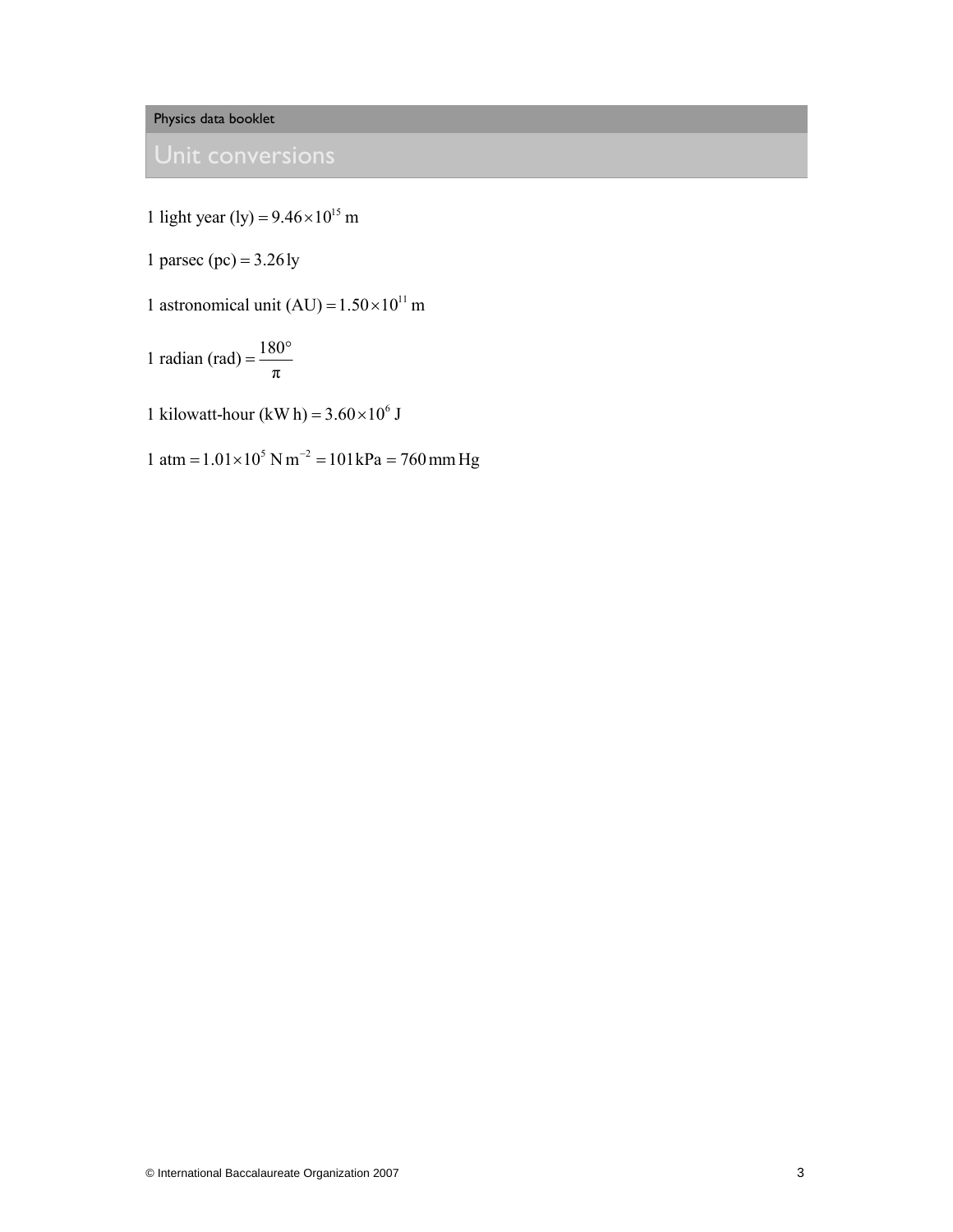## Unit conversions

1 light year (ly) $= 9.46 \times 10^{15}$ m

1 parsec (pc) $= 3.26$ ly

1 astronomical unit (AU) $= 1.50 \times 10^{11}$ m

1 radian (rad) $= \dfrac{180°}{\pi}$

1 kilowatt-hour (kW h) $= 3.60 \times 10^{6}$ J

1 atm $= 1.01 \times 10^{5}$ N m$^{-2}$ $= 101$ kPa $= 760$ mm Hg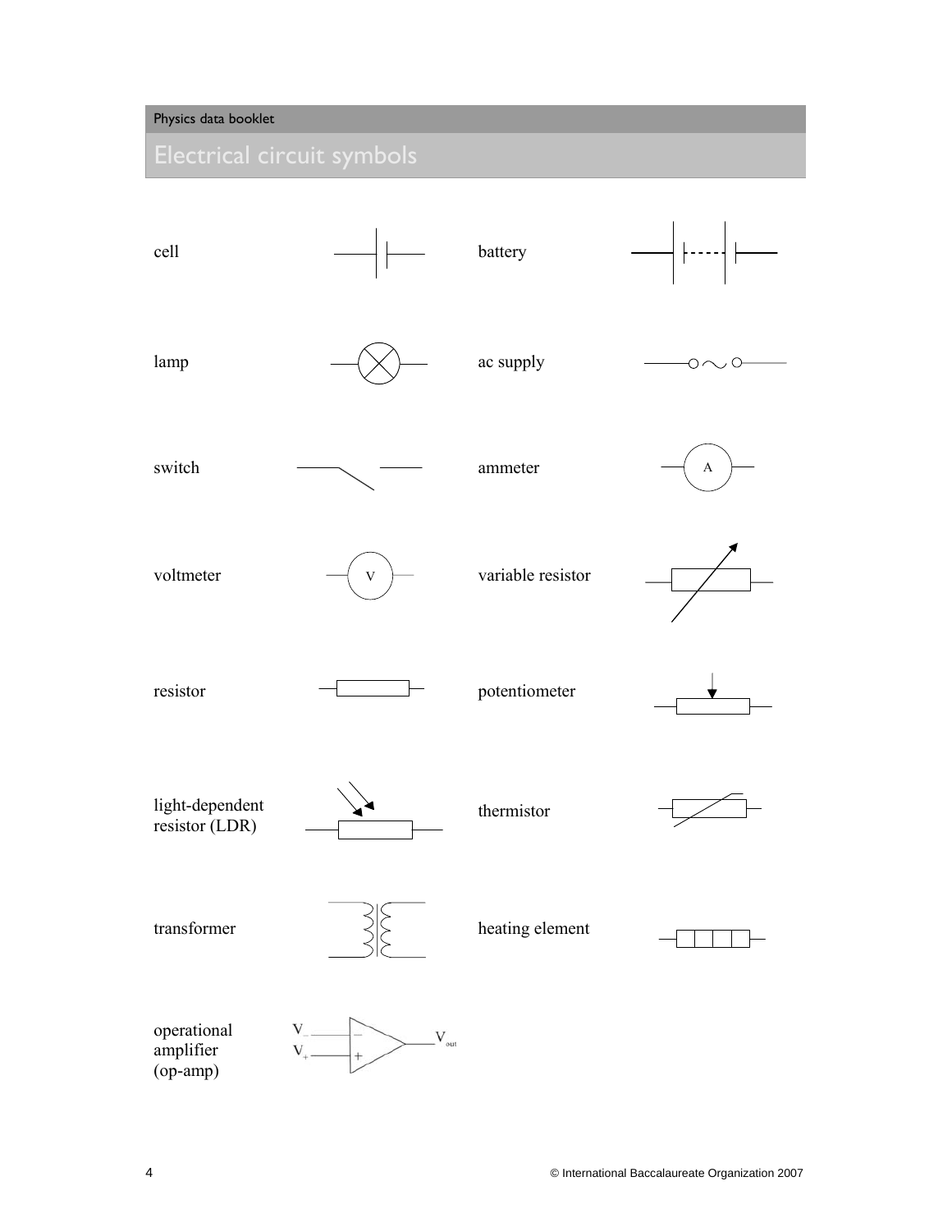# Electrical circuit symbols

cell

battery

lamp

ac supply

switch

ammeter

voltmeter

variable resistor

resistor

potentiometer

light-dependent resistor (LDR)

thermistor

transformer

heating element

operational amplifier (op-amp)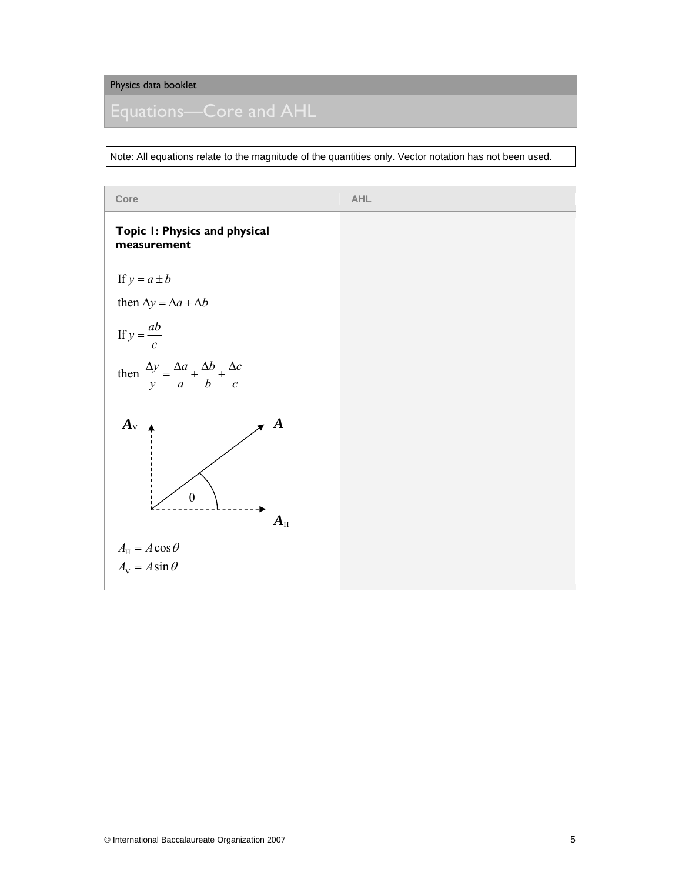Physics data booklet

# Equations—Core and AHL

Note: All equations relate to the magnitude of the quantities only. Vector notation has not been used.

| Core | AHL |
|---|---|
| **Topic 1: Physics and physical measurement**<br><br>If $y = a \pm b$<br>then $\Delta y = \Delta a + \Delta b$<br><br>If $y = \dfrac{ab}{c}$<br>then $\dfrac{\Delta y}{y} = \dfrac{\Delta a}{a} + \dfrac{\Delta b}{b} + \dfrac{\Delta c}{c}$<br><br>$A_{\text{H}} = A\cos\theta$<br>$A_{\text{V}} = A\sin\theta$ | |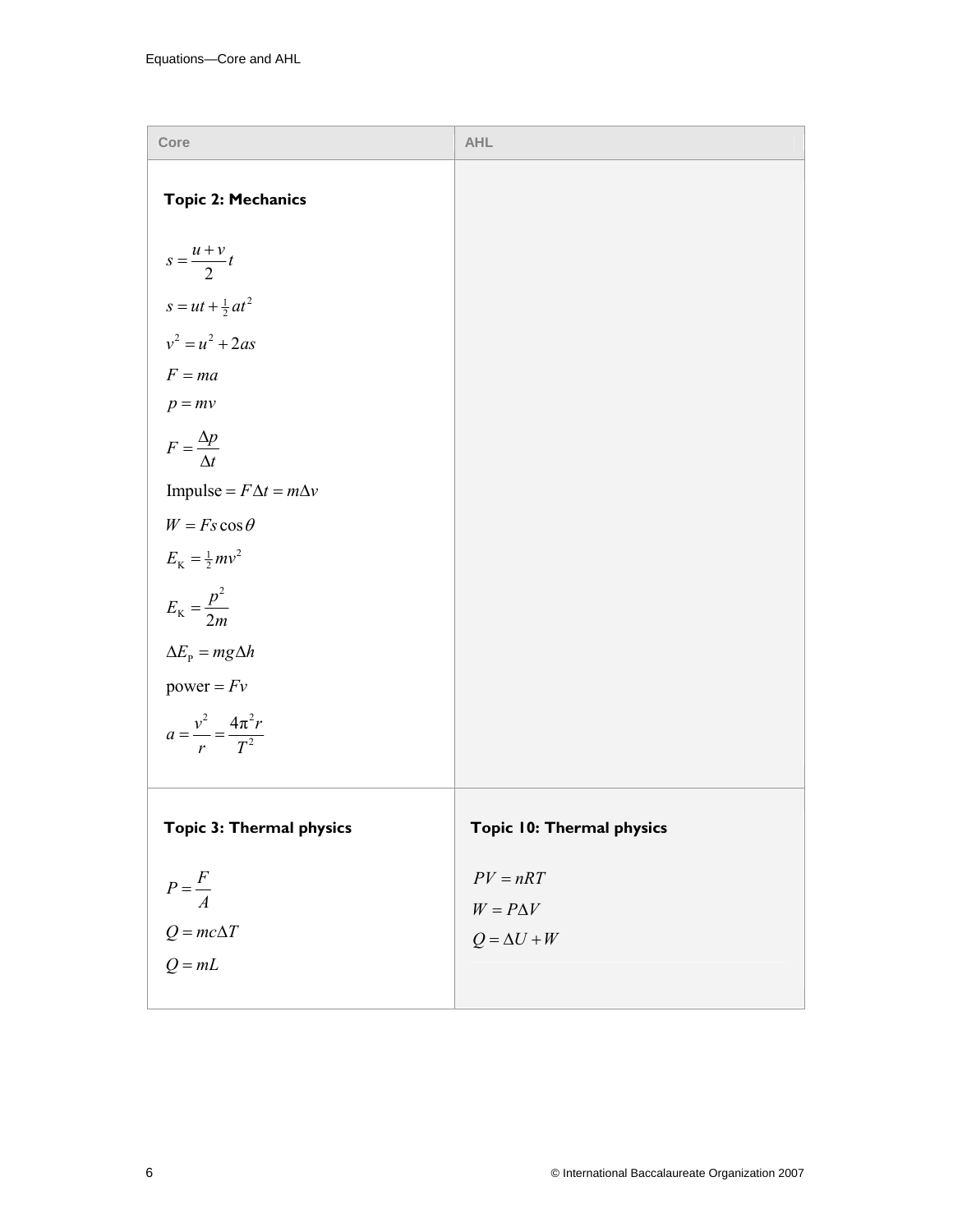| Core | AHL |
|---|---|
| **Topic 2: Mechanics**<br><br>$s = \frac{u+v}{2}t$<br>$s = ut + \frac{1}{2}at^2$<br>$v^2 = u^2 + 2as$<br>$F = ma$<br>$p = mv$<br>$F = \frac{\Delta p}{\Delta t}$<br>$\text{Impulse} = F\Delta t = m\Delta v$<br>$W = Fs\cos\theta$<br>$E_K = \frac{1}{2}mv^2$<br>$E_K = \frac{p^2}{2m}$<br>$\Delta E_P = mg\Delta h$<br>$\text{power} = Fv$<br>$a = \frac{v^2}{r} = \frac{4\pi^2 r}{T^2}$ | |
| **Topic 3: Thermal physics**<br><br>$P = \frac{F}{A}$<br>$Q = mc\Delta T$<br>$Q = mL$ | **Topic 10: Thermal physics**<br><br>$PV = nRT$<br>$W = P\Delta V$<br>$Q = \Delta U + W$ |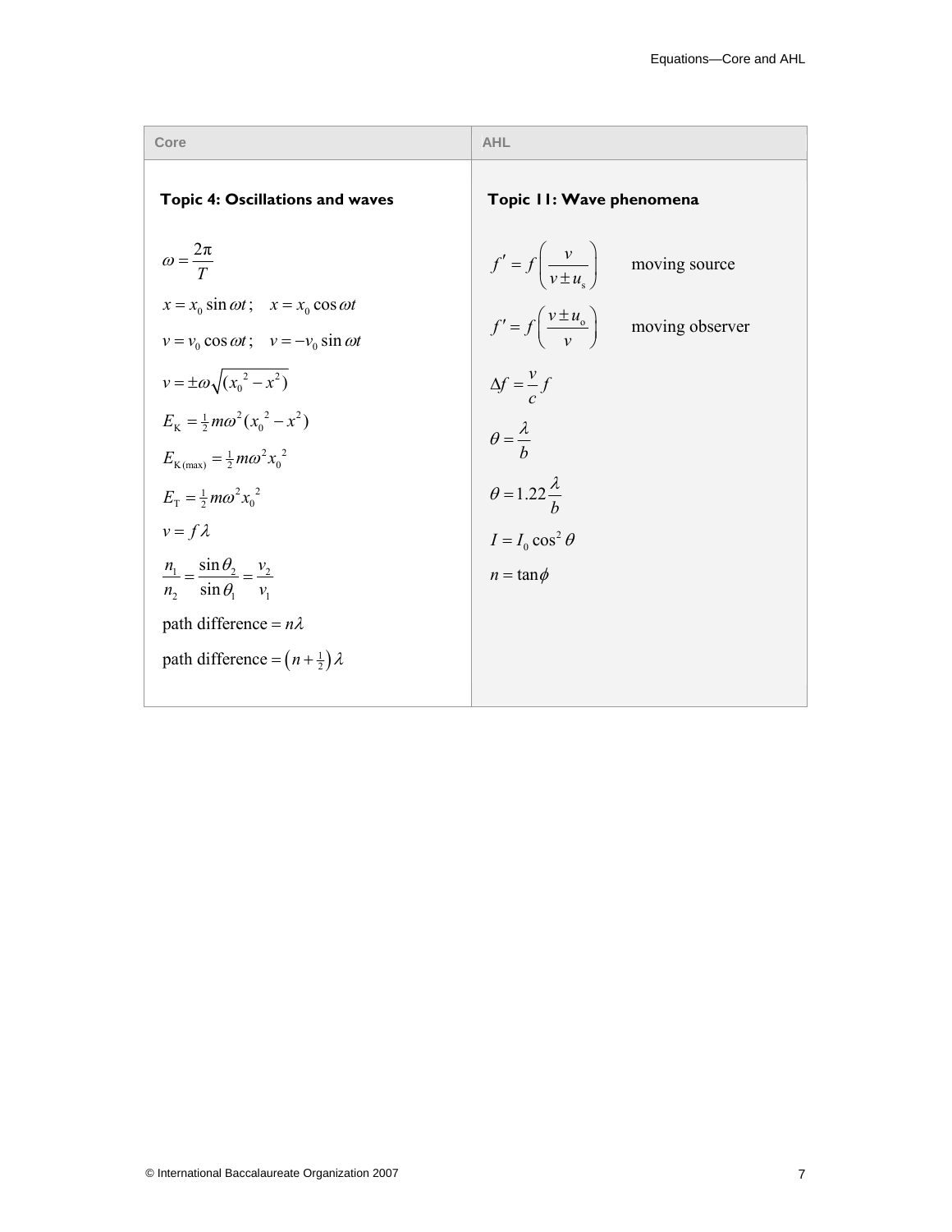| Core | AHL |
|---|---|
| **Topic 4: Oscillations and waves** | **Topic 11: Wave phenomena** |

**Core**

### Topic 4: Oscillations and waves

$$\omega = \frac{2\pi}{T}$$

$$x = x_0 \sin \omega t ; \quad x = x_0 \cos \omega t$$

$$v = v_0 \cos \omega t ; \quad v = -v_0 \sin \omega t$$

$$v = \pm \omega \sqrt{(x_0{}^2 - x^2)}$$

$$E_K = \tfrac{1}{2} m \omega^2 (x_0{}^2 - x^2)$$

$$E_{K(\max)} = \tfrac{1}{2} m \omega^2 x_0{}^2$$

$$E_T = \tfrac{1}{2} m \omega^2 x_0{}^2$$

$$v = f \lambda$$

$$\frac{n_1}{n_2} = \frac{\sin \theta_2}{\sin \theta_1} = \frac{v_2}{v_1}$$

$$\text{path difference} = n\lambda$$

$$\text{path difference} = \left(n + \tfrac{1}{2}\right)\lambda$$

**AHL**

### Topic 11: Wave phenomena

$$f' = f\left(\frac{v}{v \pm u_s}\right) \qquad \text{moving source}$$

$$f' = f\left(\frac{v \pm u_o}{v}\right) \qquad \text{moving observer}$$

$$\Delta f = \frac{v}{c} f$$

$$\theta = \frac{\lambda}{b}$$

$$\theta = 1.22 \frac{\lambda}{b}$$

$$I = I_0 \cos^2 \theta$$

$$n = \tan \phi$$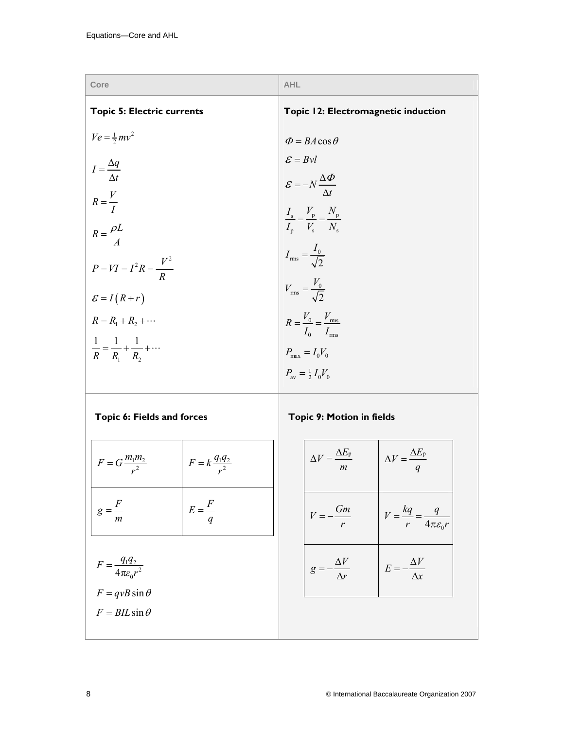| Core | AHL |
|---|---|
| **Topic 5: Electric currents** | **Topic 12: Electromagnetic induction** |

**Topic 5: Electric currents**

$Ve = \frac{1}{2}mv^2$

$I = \dfrac{\Delta q}{\Delta t}$

$R = \dfrac{V}{I}$

$R = \dfrac{\rho L}{A}$

$P = VI = I^2 R = \dfrac{V^2}{R}$

$\mathcal{E} = I\left(R + r\right)$

$R = R_1 + R_2 + \cdots$

$\dfrac{1}{R} = \dfrac{1}{R_1} + \dfrac{1}{R_2} + \cdots$

**Topic 12: Electromagnetic induction**

$\Phi = BA\cos\theta$

$\mathcal{E} = Bvl$

$\mathcal{E} = -N\dfrac{\Delta \Phi}{\Delta t}$

$\dfrac{I_s}{I_p} = \dfrac{V_p}{V_s} = \dfrac{N_p}{N_s}$

$I_{rms} = \dfrac{I_0}{\sqrt{2}}$

$V_{rms} = \dfrac{V_0}{\sqrt{2}}$

$R = \dfrac{V_0}{I_0} = \dfrac{V_{rms}}{I_{rms}}$

$P_{max} = I_0 V_0$

$P_{av} = \frac{1}{2} I_0 V_0$

**Topic 6: Fields and forces**

| | |
|---|---|
| $F = G\dfrac{m_1 m_2}{r^2}$ | $F = k\dfrac{q_1 q_2}{r^2}$ |
| $g = \dfrac{F}{m}$ | $E = \dfrac{F}{q}$ |

$F = \dfrac{q_1 q_2}{4\pi\varepsilon_0 r^2}$

$F = qvB\sin\theta$

$F = BIL\sin\theta$

**Topic 9: Motion in fields**

| | |
|---|---|
| $\Delta V = \dfrac{\Delta E_p}{m}$ | $\Delta V = \dfrac{\Delta E_p}{q}$ |
| $V = -\dfrac{Gm}{r}$ | $V = \dfrac{kq}{r} = \dfrac{q}{4\pi\varepsilon_0 r}$ |
| $g = -\dfrac{\Delta V}{\Delta r}$ | $E = -\dfrac{\Delta V}{\Delta x}$ |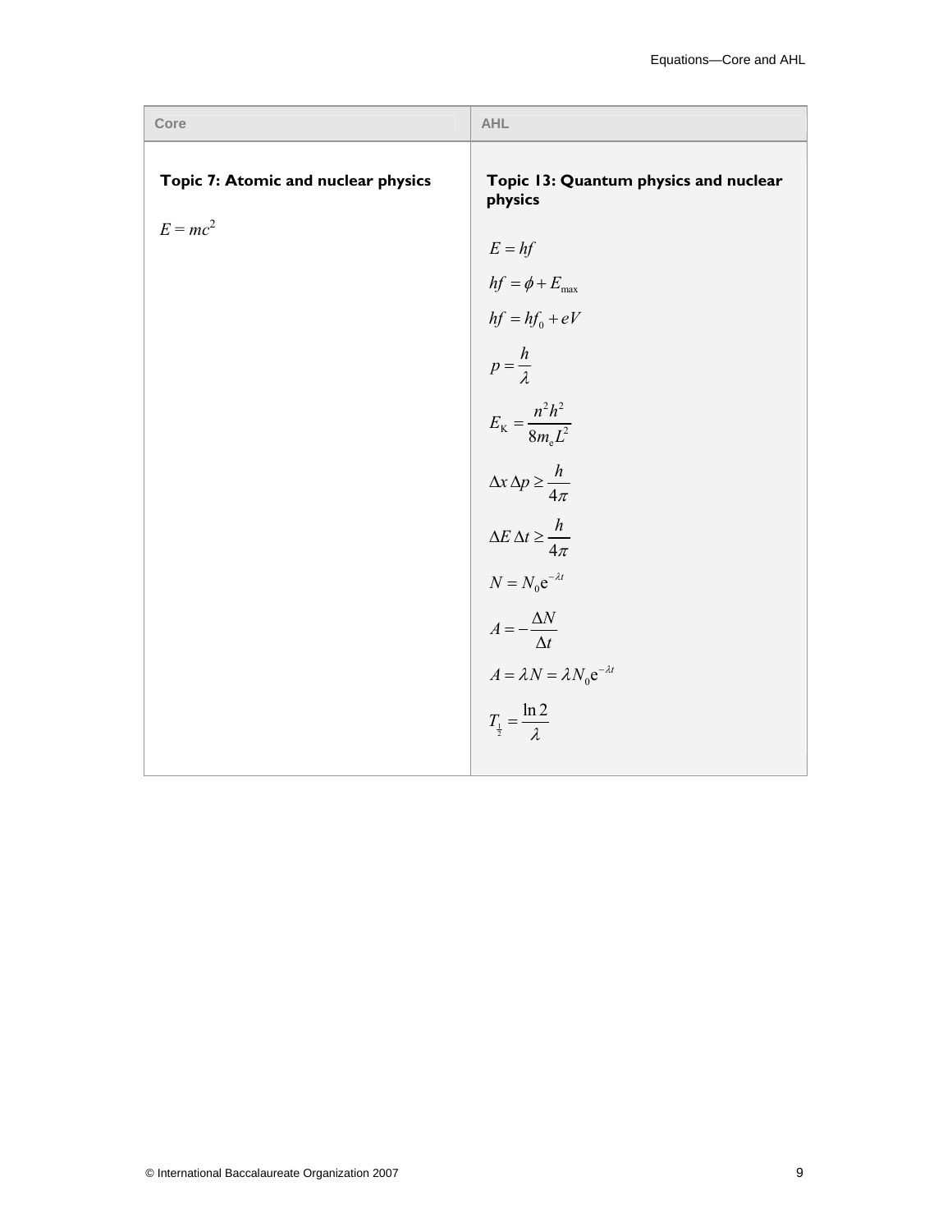| Core | AHL |
|---|---|
| **Topic 7: Atomic and nuclear physics**<br><br>$E = mc^2$ | **Topic 13: Quantum physics and nuclear physics**<br><br>$E = hf$<br><br>$hf = \phi + E_{\max}$<br><br>$hf = hf_0 + eV$<br><br>$p = \frac{h}{\lambda}$<br><br>$E_{\mathrm{K}} = \frac{n^2 h^2}{8 m_{\mathrm{e}} L^2}$<br><br>$\Delta x \, \Delta p \geq \frac{h}{4\pi}$<br><br>$\Delta E \, \Delta t \geq \frac{h}{4\pi}$<br><br>$N = N_0 \mathrm{e}^{-\lambda t}$<br><br>$A = -\frac{\Delta N}{\Delta t}$<br><br>$A = \lambda N = \lambda N_0 \mathrm{e}^{-\lambda t}$<br><br>$T_{\frac{1}{2}} = \frac{\ln 2}{\lambda}$ |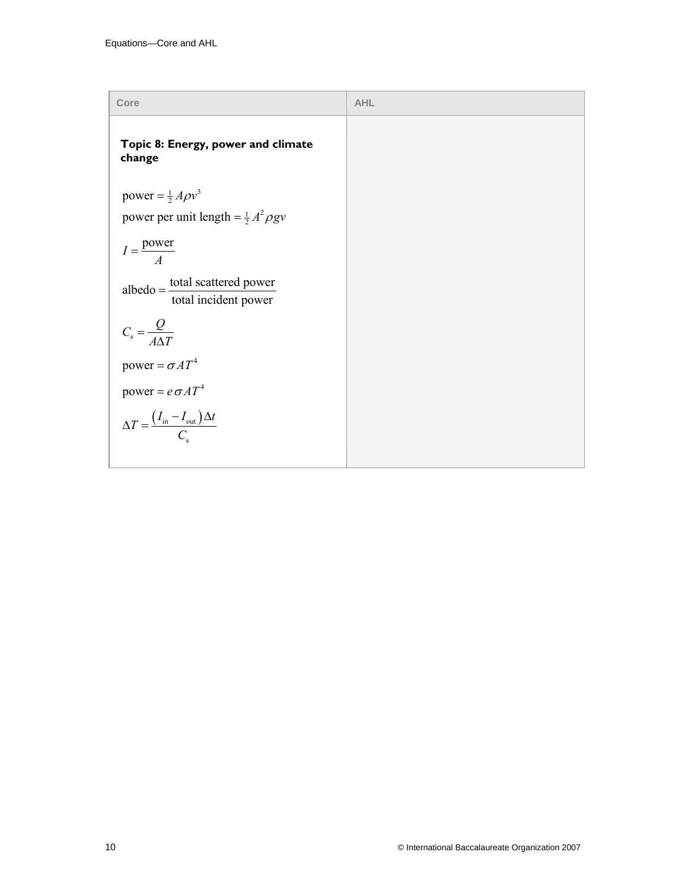| Core | AHL |
| --- | --- |
| **Topic 8: Energy, power and climate change**<br><br>$\text{power} = \frac{1}{2} A \rho v^3$<br>$\text{power per unit length} = \frac{1}{2} A^2 \rho g v$<br>$I = \frac{\text{power}}{A}$<br>$\text{albedo} = \frac{\text{total scattered power}}{\text{total incident power}}$<br>$C_s = \frac{Q}{A \Delta T}$<br>$\text{power} = \sigma A T^4$<br>$\text{power} = e \sigma A T^4$<br>$\Delta T = \frac{(I_{\text{in}} - I_{\text{out}}) \Delta t}{C_s}$ | |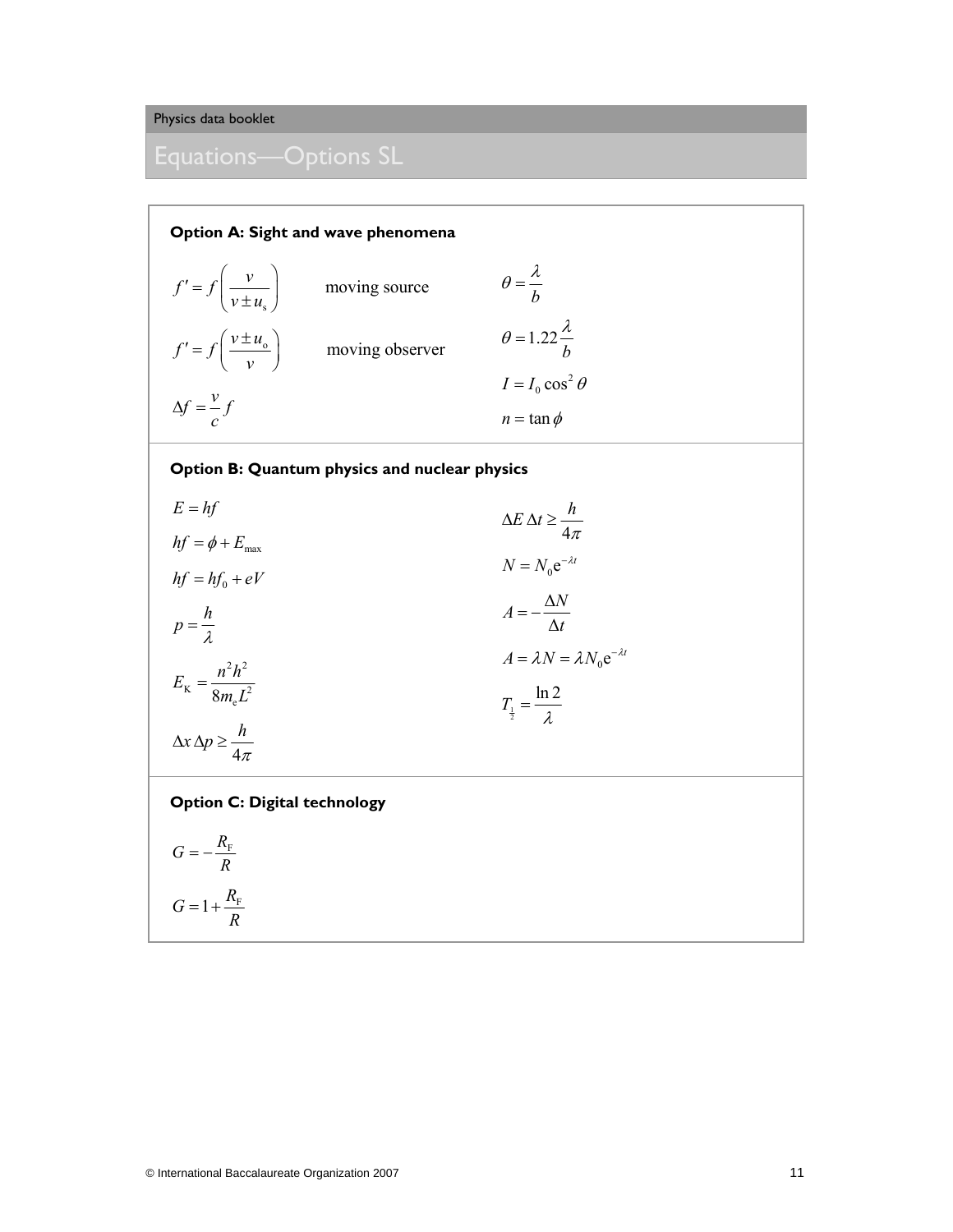# Equations—Options SL

## Option A: Sight and wave phenomena

$$f' = f\left(\frac{v}{v \pm u_s}\right)$$ moving source

$$f' = f\left(\frac{v \pm u_o}{v}\right)$$ moving observer

$$\Delta f = \frac{v}{c} f$$

$$\theta = \frac{\lambda}{b}$$

$$\theta = 1.22\frac{\lambda}{b}$$

$$I = I_0 \cos^2 \theta$$

$$n = \tan \phi$$

## Option B: Quantum physics and nuclear physics

$$E = hf$$

$$hf = \phi + E_{\max}$$

$$hf = hf_0 + eV$$

$$p = \frac{h}{\lambda}$$

$$E_K = \frac{n^2 h^2}{8 m_e L^2}$$

$$\Delta x \, \Delta p \geq \frac{h}{4\pi}$$

$$\Delta E \, \Delta t \geq \frac{h}{4\pi}$$

$$N = N_0 e^{-\lambda t}$$

$$A = -\frac{\Delta N}{\Delta t}$$

$$A = \lambda N = \lambda N_0 e^{-\lambda t}$$

$$T_{\frac{1}{2}} = \frac{\ln 2}{\lambda}$$

## Option C: Digital technology

$$G = -\frac{R_F}{R}$$

$$G = 1 + \frac{R_F}{R}$$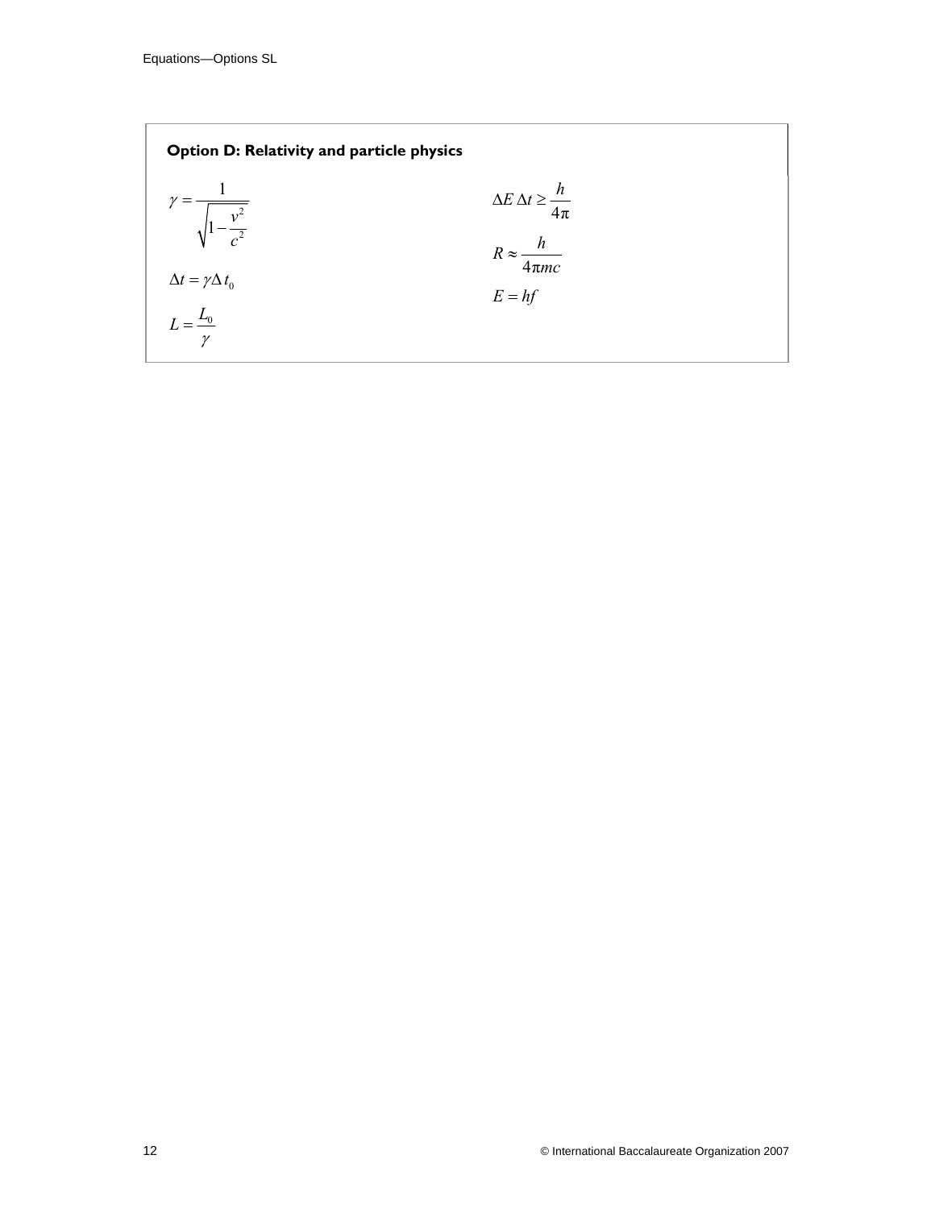## Option D: Relativity and particle physics

$$\gamma = \frac{1}{\sqrt{1 - \frac{v^2}{c^2}}}$$

$$\Delta t = \gamma \Delta t_0$$

$$L = \frac{L_0}{\gamma}$$

$$\Delta E \, \Delta t \geq \frac{h}{4\pi}$$

$$R \approx \frac{h}{4\pi mc}$$

$$E = hf$$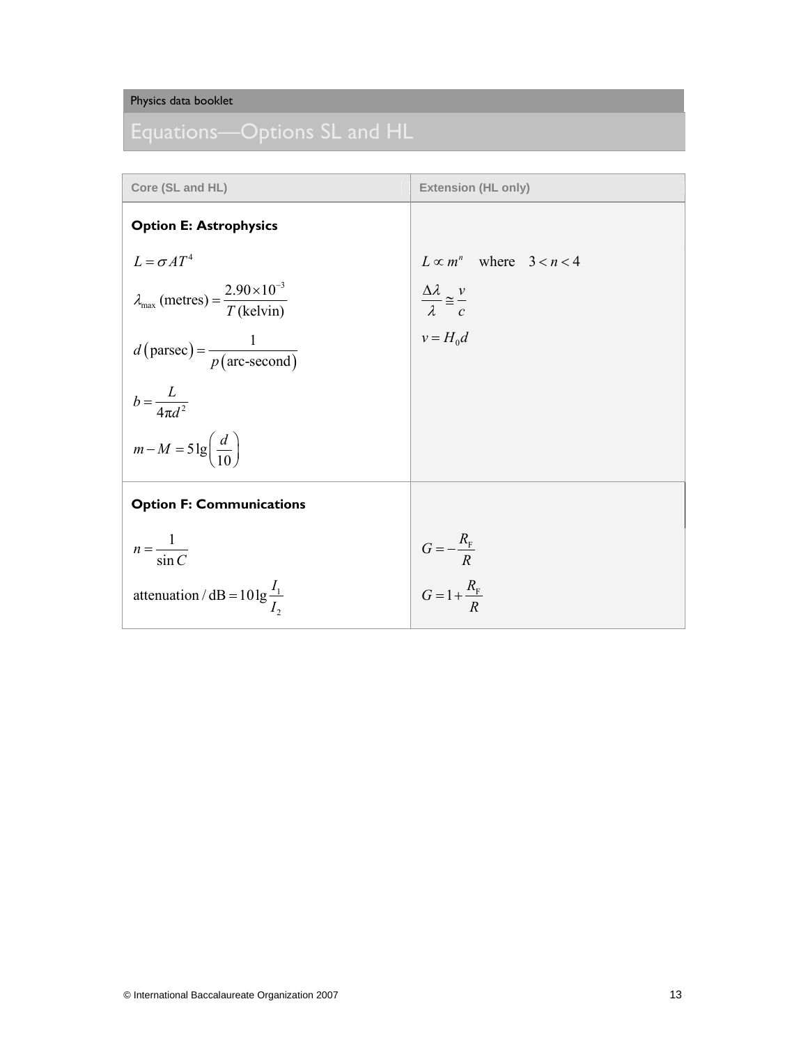# Equations—Options SL and HL

| Core (SL and HL) | Extension (HL only) |
|---|---|
| **Option E: Astrophysics** | |
| $L = \sigma A T^4$ | $L \propto m^n \quad \text{where} \quad 3 < n < 4$ |
| $\lambda_{\max}\,(\text{metres}) = \dfrac{2.90 \times 10^{-3}}{T\,(\text{kelvin})}$ | $\dfrac{\Delta\lambda}{\lambda} \cong \dfrac{v}{c}$ |
| $d\left(\text{parsec}\right) = \dfrac{1}{p\left(\text{arc-second}\right)}$ | $v = H_0 d$ |
| $b = \dfrac{L}{4\pi d^2}$ | |
| $m - M = 5\lg\left(\dfrac{d}{10}\right)$ | |
| **Option F: Communications** | |
| $n = \dfrac{1}{\sin C}$ | $G = -\dfrac{R_{\text{F}}}{R}$ |
| $\text{attenuation / dB} = 10\lg\dfrac{I_1}{I_2}$ | $G = 1 + \dfrac{R_{\text{F}}}{R}$ |

© International Baccalaureate Organization 2007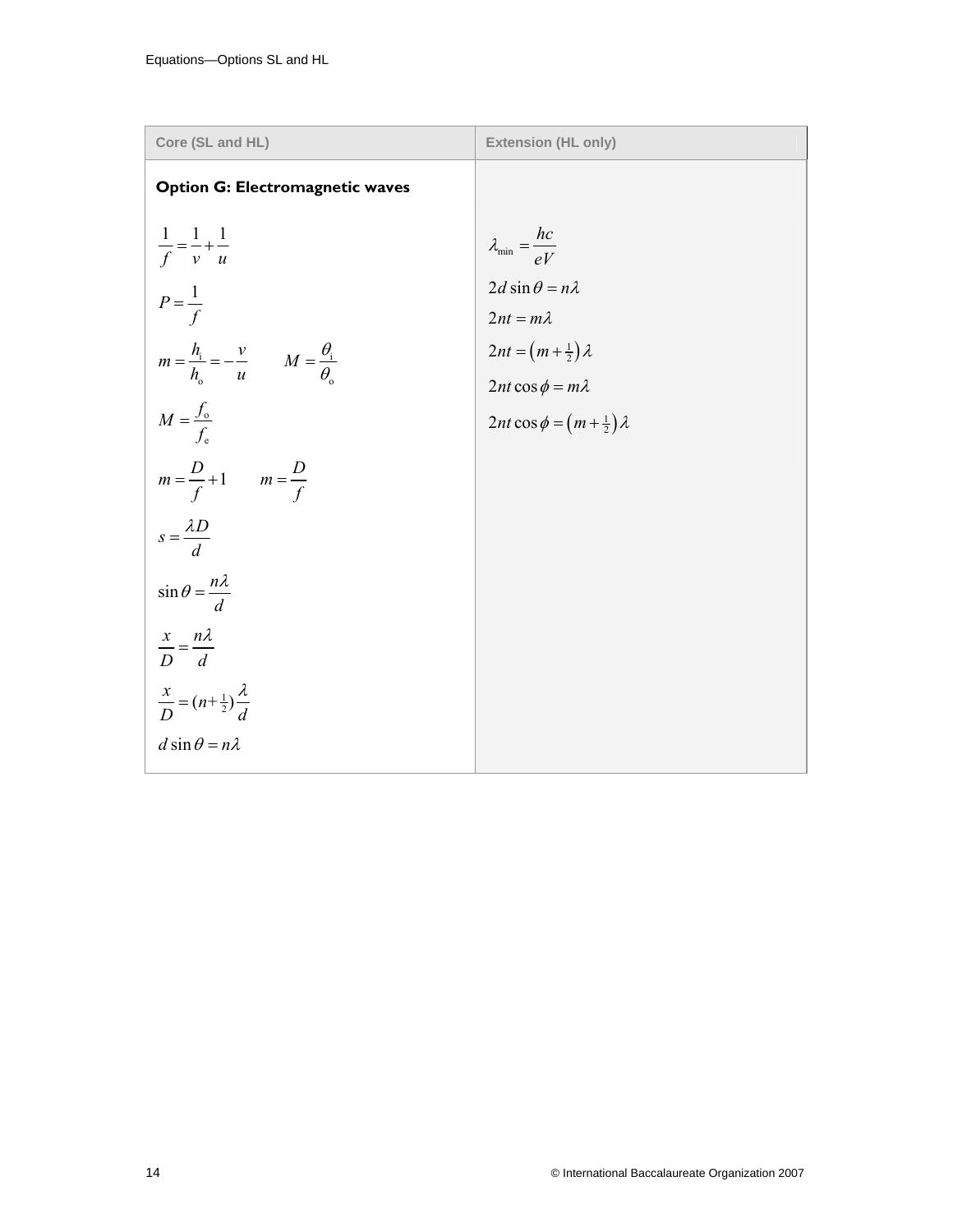| Core (SL and HL) | Extension (HL only) |
| --- | --- |
| **Option G: Electromagnetic waves** | |
| $\frac{1}{f} = \frac{1}{v} + \frac{1}{u}$ | $\lambda_{\min} = \frac{hc}{eV}$ |
| $P = \frac{1}{f}$ | $2d \sin\theta = n\lambda$ |
| $m = \frac{h_i}{h_o} = -\frac{v}{u}$ $\quad M = \frac{\theta_i}{\theta_o}$ | $2nt = m\lambda$ |
| $M = \frac{f_o}{f_e}$ | $2nt = \left(m + \frac{1}{2}\right)\lambda$ |
| $m = \frac{D}{f} + 1$ $\quad m = \frac{D}{f}$ | $2nt \cos\phi = m\lambda$ |
| $s = \frac{\lambda D}{d}$ | $2nt \cos\phi = \left(m + \frac{1}{2}\right)\lambda$ |
| $\sin\theta = \frac{n\lambda}{d}$ | |
| $\frac{x}{D} = \frac{n\lambda}{d}$ | |
| $\frac{x}{D} = (n + \frac{1}{2})\frac{\lambda}{d}$ | |
| $d \sin\theta = n\lambda$ | |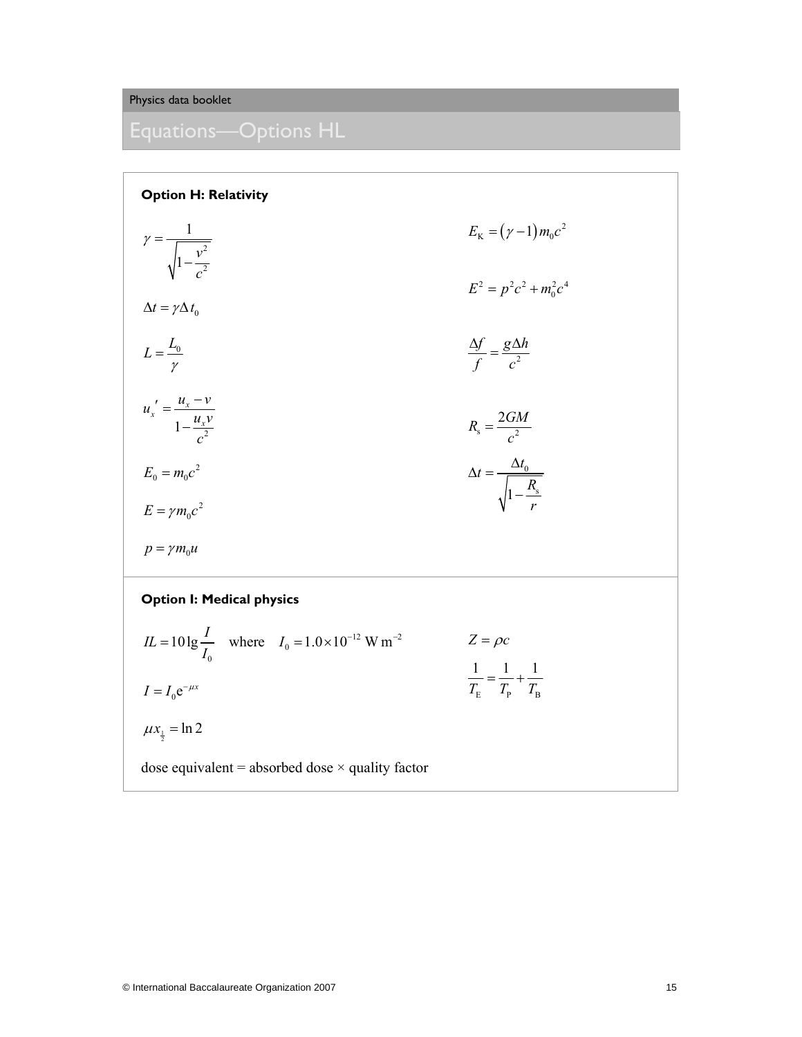# Equations—Options HL

### Option H: Relativity

$$\gamma = \frac{1}{\sqrt{1-\frac{v^2}{c^2}}}$$

$$E_K = (\gamma - 1) m_0 c^2$$

$$E^2 = p^2c^2 + m_0^2 c^4$$

$$\Delta t = \gamma \Delta t_0$$

$$L = \frac{L_0}{\gamma}$$

$$\frac{\Delta f}{f} = \frac{g \Delta h}{c^2}$$

$$u_x{}' = \frac{u_x - v}{1 - \frac{u_x v}{c^2}}$$

$$R_s = \frac{2GM}{c^2}$$

$$E_0 = m_0 c^2$$

$$\Delta t = \frac{\Delta t_0}{\sqrt{1 - \frac{R_s}{r}}}$$

$$E = \gamma m_0 c^2$$

$$p = \gamma m_0 u$$

### Option I: Medical physics

$$IL = 10 \lg \frac{I}{I_0} \quad \text{where} \quad I_0 = 1.0 \times 10^{-12}\ \text{W m}^{-2}$$

$$Z = \rho c$$

$$\frac{1}{T_E} = \frac{1}{T_P} + \frac{1}{T_B}$$

$$I = I_0 e^{-\mu x}$$

$$\mu x_{\frac{1}{2}} = \ln 2$$

dose equivalent = absorbed dose × quality factor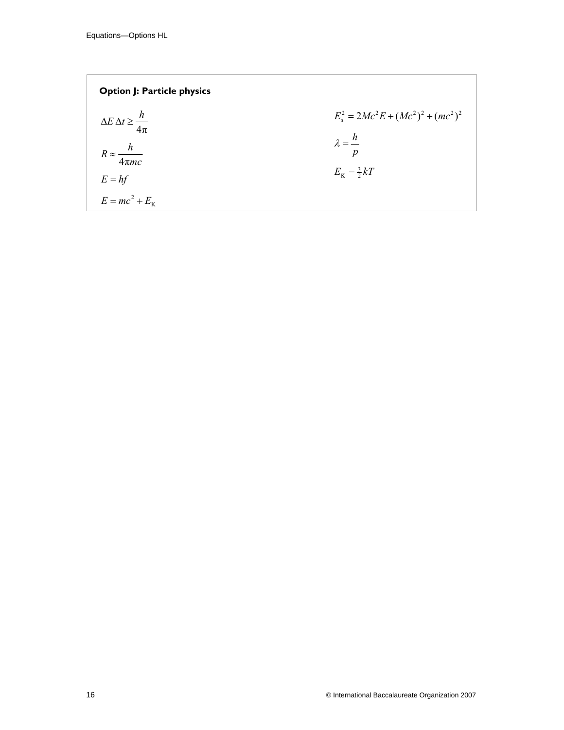**Option J: Particle physics**

$$\Delta E\,\Delta t \geq \frac{h}{4\pi}$$

$$R \approx \frac{h}{4\pi mc}$$

$$E = hf$$

$$E = mc^2 + E_K$$

$$E_a^2 = 2Mc^2E + (Mc^2)^2 + (mc^2)^2$$

$$\lambda = \frac{h}{p}$$

$$E_K = \tfrac{3}{2}kT$$